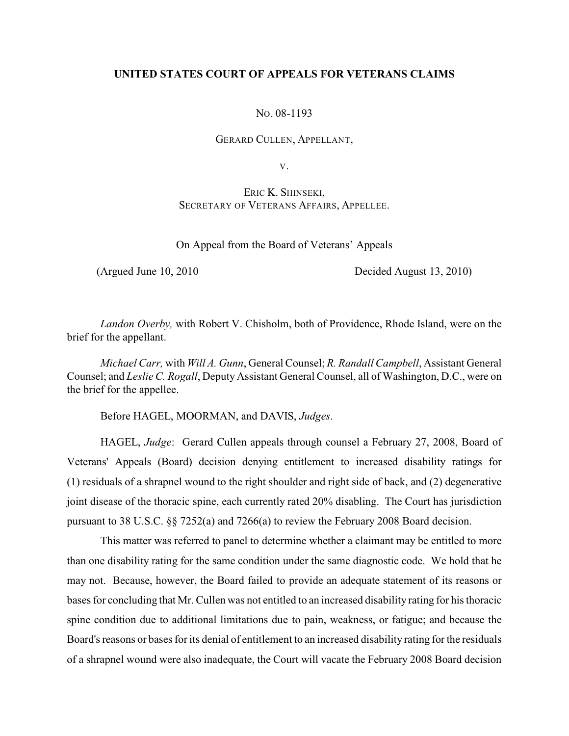**UNITED STATES COURT OF APPEALS FOR VETERANS CLAIMS**

NO. 08-1193

GERARD CULLEN, APPELLANT,

V.

ERIC K. SHINSEKI,
SECRETARY OF VETERANS AFFAIRS, APPELLEE.

On Appeal from the Board of Veterans' Appeals

(Argued June 10, 2010 Decided August 13, 2010)

*Landon Overby,* with Robert V. Chisholm, both of Providence, Rhode Island, were on the brief for the appellant.

*Michael Carr,* with *Will A. Gunn*, General Counsel; *R. Randall Campbell*, Assistant General Counsel; and *Leslie C. Rogall*, Deputy Assistant General Counsel, all of Washington, D.C., were on the brief for the appellee.

Before HAGEL, MOORMAN, and DAVIS, *Judges*.

HAGEL, *Judge*: Gerard Cullen appeals through counsel a February 27, 2008, Board of Veterans' Appeals (Board) decision denying entitlement to increased disability ratings for (1) residuals of a shrapnel wound to the right shoulder and right side of back, and (2) degenerative joint disease of the thoracic spine, each currently rated 20% disabling. The Court has jurisdiction pursuant to 38 U.S.C. §§ 7252(a) and 7266(a) to review the February 2008 Board decision.

This matter was referred to panel to determine whether a claimant may be entitled to more than one disability rating for the same condition under the same diagnostic code. We hold that he may not. Because, however, the Board failed to provide an adequate statement of its reasons or bases for concluding that Mr. Cullen was not entitled to an increased disability rating for his thoracic spine condition due to additional limitations due to pain, weakness, or fatigue; and because the Board's reasons or bases for its denial of entitlement to an increased disability rating for the residuals of a shrapnel wound were also inadequate, the Court will vacate the February 2008 Board decision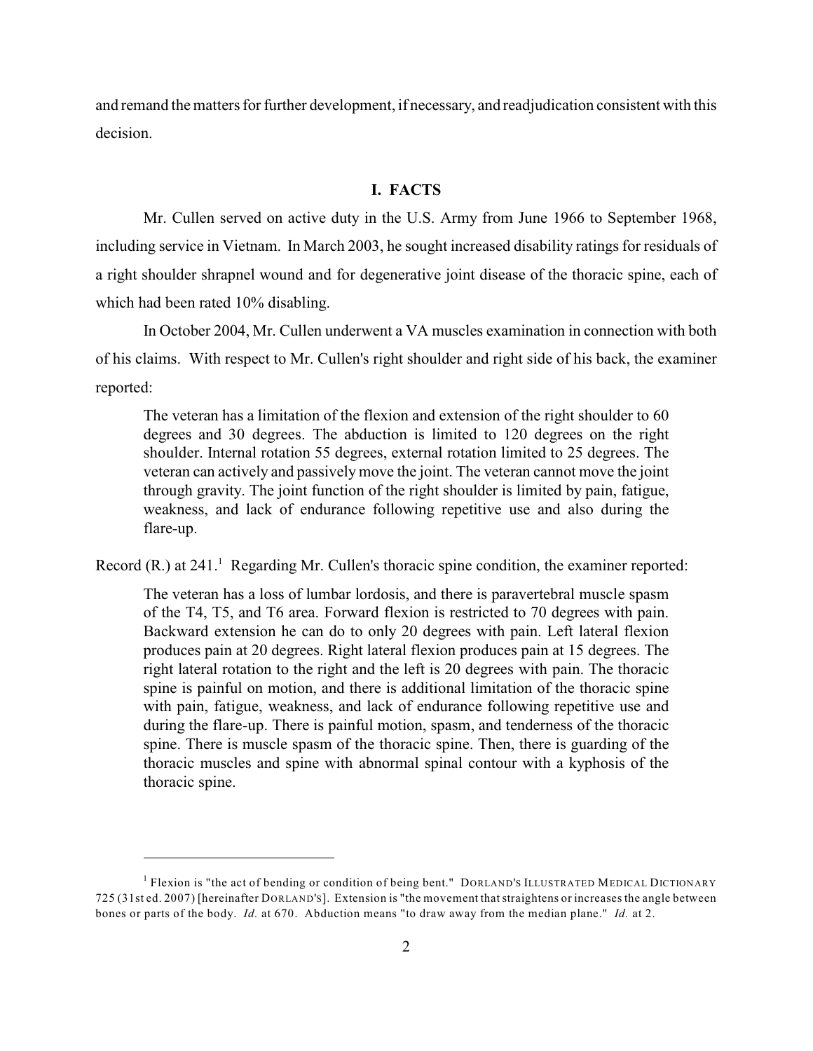and remand the matters for further development, if necessary, and readjudication consistent with this decision.

## I. FACTS

Mr. Cullen served on active duty in the U.S. Army from June 1966 to September 1968, including service in Vietnam. In March 2003, he sought increased disability ratings for residuals of a right shoulder shrapnel wound and for degenerative joint disease of the thoracic spine, each of which had been rated 10% disabling.

In October 2004, Mr. Cullen underwent a VA muscles examination in connection with both of his claims. With respect to Mr. Cullen's right shoulder and right side of his back, the examiner reported:

> The veteran has a limitation of the flexion and extension of the right shoulder to 60 degrees and 30 degrees. The abduction is limited to 120 degrees on the right shoulder. Internal rotation 55 degrees, external rotation limited to 25 degrees. The veteran can actively and passively move the joint. The veteran cannot move the joint through gravity. The joint function of the right shoulder is limited by pain, fatigue, weakness, and lack of endurance following repetitive use and also during the flare-up.

Record (R.) at 241.[1] Regarding Mr. Cullen's thoracic spine condition, the examiner reported:

> The veteran has a loss of lumbar lordosis, and there is paravertebral muscle spasm of the T4, T5, and T6 area. Forward flexion is restricted to 70 degrees with pain. Backward extension he can do to only 20 degrees with pain. Left lateral flexion produces pain at 20 degrees. Right lateral flexion produces pain at 15 degrees. The right lateral rotation to the right and the left is 20 degrees with pain. The thoracic spine is painful on motion, and there is additional limitation of the thoracic spine with pain, fatigue, weakness, and lack of endurance following repetitive use and during the flare-up. There is painful motion, spasm, and tenderness of the thoracic spine. There is muscle spasm of the thoracic spine. Then, there is guarding of the thoracic muscles and spine with abnormal spinal contour with a kyphosis of the thoracic spine.

---

[1] Flexion is "the act of bending or condition of being bent." DORLAND'S ILLUSTRATED MEDICAL DICTIONARY 725 (31st ed. 2007) [hereinafter DORLAND'S]. Extension is "the movement that straightens or increases the angle between bones or parts of the body. *Id.* at 670. Abduction means "to draw away from the median plane." *Id.* at 2.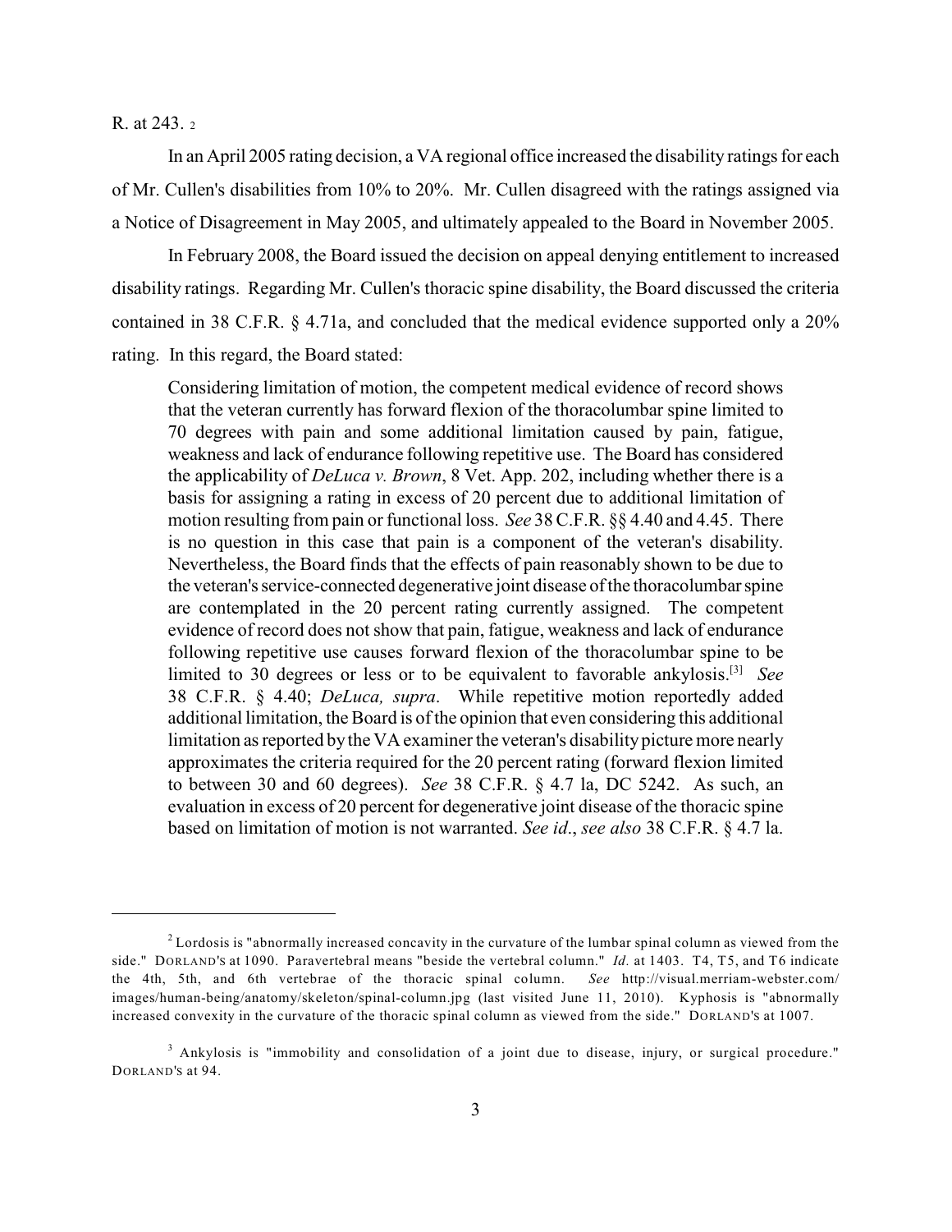R. at 243. [2]

In an April 2005 rating decision, a VA regional office increased the disability ratings for each of Mr. Cullen's disabilities from 10% to 20%. Mr. Cullen disagreed with the ratings assigned via a Notice of Disagreement in May 2005, and ultimately appealed to the Board in November 2005.

In February 2008, the Board issued the decision on appeal denying entitlement to increased disability ratings. Regarding Mr. Cullen's thoracic spine disability, the Board discussed the criteria contained in 38 C.F.R. § 4.71a, and concluded that the medical evidence supported only a 20% rating. In this regard, the Board stated:

> Considering limitation of motion, the competent medical evidence of record shows that the veteran currently has forward flexion of the thoracolumbar spine limited to 70 degrees with pain and some additional limitation caused by pain, fatigue, weakness and lack of endurance following repetitive use. The Board has considered the applicability of *DeLuca v. Brown*, 8 Vet. App. 202, including whether there is a basis for assigning a rating in excess of 20 percent due to additional limitation of motion resulting from pain or functional loss. *See* 38 C.F.R. §§ 4.40 and 4.45. There is no question in this case that pain is a component of the veteran's disability. Nevertheless, the Board finds that the effects of pain reasonably shown to be due to the veteran's service-connected degenerative joint disease of the thoracolumbar spine are contemplated in the 20 percent rating currently assigned. The competent evidence of record does not show that pain, fatigue, weakness and lack of endurance following repetitive use causes forward flexion of the thoracolumbar spine to be limited to 30 degrees or less or to be equivalent to favorable ankylosis.[3] *See* 38 C.F.R. § 4.40; *DeLuca, supra*. While repetitive motion reportedly added additional limitation, the Board is of the opinion that even considering this additional limitation as reported by the VA examiner the veteran's disability picture more nearly approximates the criteria required for the 20 percent rating (forward flexion limited to between 30 and 60 degrees). *See* 38 C.F.R. § 4.7 la, DC 5242. As such, an evaluation in excess of 20 percent for degenerative joint disease of the thoracic spine based on limitation of motion is not warranted. *See id*., *see also* 38 C.F.R. § 4.7 la.

---

[2] Lordosis is "abnormally increased concavity in the curvature of the lumbar spinal column as viewed from the side." DORLAND'S at 1090. Paravertebral means "beside the vertebral column." *Id.* at 1403. T4, T5, and T6 indicate the 4th, 5th, and 6th vertebrae of the thoracic spinal column. *See* http://visual.merriam-webster.com/images/human-being/anatomy/skeleton/spinal-column.jpg (last visited June 11, 2010). Kyphosis is "abnormally increased convexity in the curvature of the thoracic spinal column as viewed from the side." DORLAND'S at 1007.

[3] Ankylosis is "immobility and consolidation of a joint due to disease, injury, or surgical procedure." DORLAND'S at 94.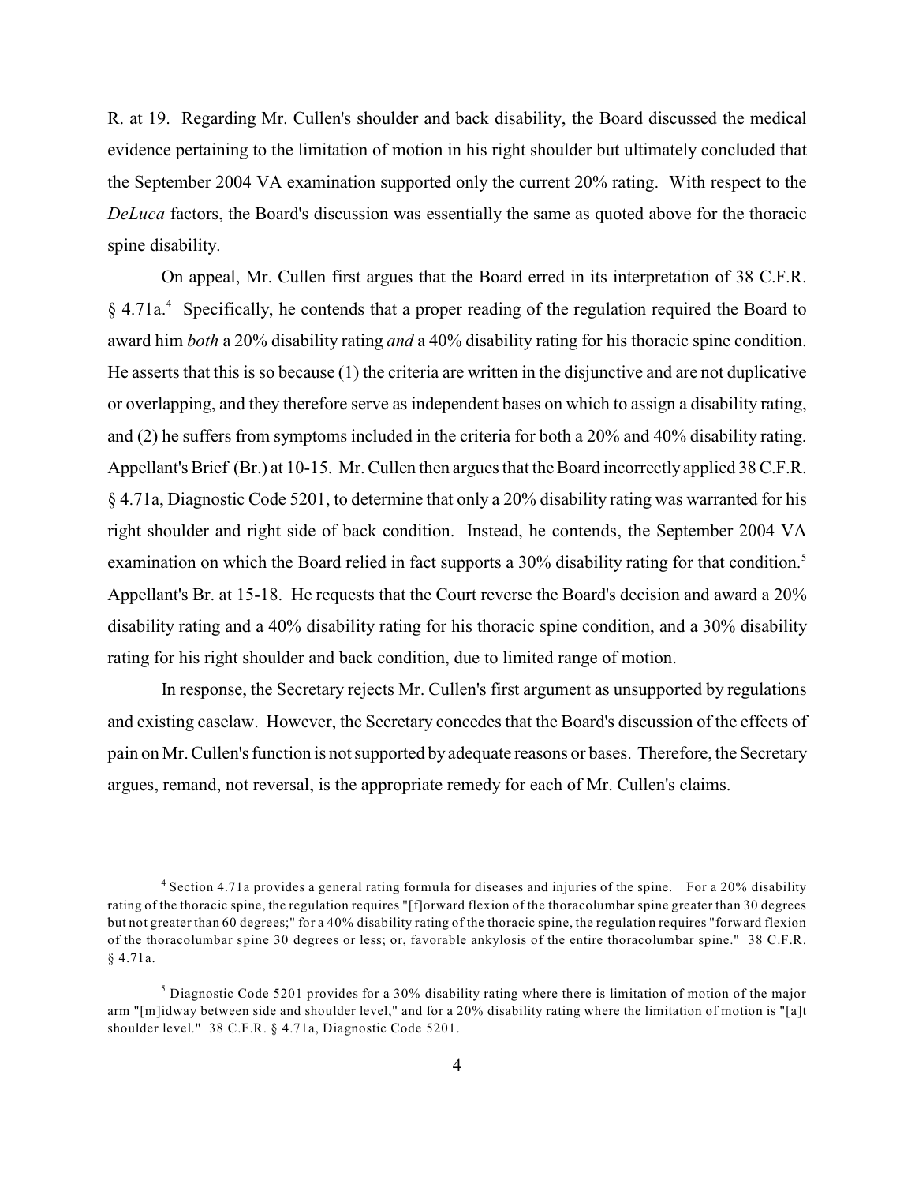R. at 19. Regarding Mr. Cullen's shoulder and back disability, the Board discussed the medical evidence pertaining to the limitation of motion in his right shoulder but ultimately concluded that the September 2004 VA examination supported only the current 20% rating. With respect to the *DeLuca* factors, the Board's discussion was essentially the same as quoted above for the thoracic spine disability.

On appeal, Mr. Cullen first argues that the Board erred in its interpretation of 38 C.F.R. § 4.71a.[4] Specifically, he contends that a proper reading of the regulation required the Board to award him *both* a 20% disability rating *and* a 40% disability rating for his thoracic spine condition. He asserts that this is so because (1) the criteria are written in the disjunctive and are not duplicative or overlapping, and they therefore serve as independent bases on which to assign a disability rating, and (2) he suffers from symptoms included in the criteria for both a 20% and 40% disability rating. Appellant's Brief (Br.) at 10-15. Mr. Cullen then argues that the Board incorrectly applied 38 C.F.R. § 4.71a, Diagnostic Code 5201, to determine that only a 20% disability rating was warranted for his right shoulder and right side of back condition. Instead, he contends, the September 2004 VA examination on which the Board relied in fact supports a 30% disability rating for that condition.[5] Appellant's Br. at 15-18. He requests that the Court reverse the Board's decision and award a 20% disability rating and a 40% disability rating for his thoracic spine condition, and a 30% disability rating for his right shoulder and back condition, due to limited range of motion.

In response, the Secretary rejects Mr. Cullen's first argument as unsupported by regulations and existing caselaw. However, the Secretary concedes that the Board's discussion of the effects of pain on Mr. Cullen's function is not supported by adequate reasons or bases. Therefore, the Secretary argues, remand, not reversal, is the appropriate remedy for each of Mr. Cullen's claims.

---

[4] Section 4.71a provides a general rating formula for diseases and injuries of the spine. For a 20% disability rating of the thoracic spine, the regulation requires "[f]orward flexion of the thoracolumbar spine greater than 30 degrees but not greater than 60 degrees;" for a 40% disability rating of the thoracic spine, the regulation requires "forward flexion of the thoracolumbar spine 30 degrees or less; or, favorable ankylosis of the entire thoracolumbar spine." 38 C.F.R. § 4.71a.

[5] Diagnostic Code 5201 provides for a 30% disability rating where there is limitation of motion of the major arm "[m]idway between side and shoulder level," and for a 20% disability rating where the limitation of motion is "[a]t shoulder level." 38 C.F.R. § 4.71a, Diagnostic Code 5201.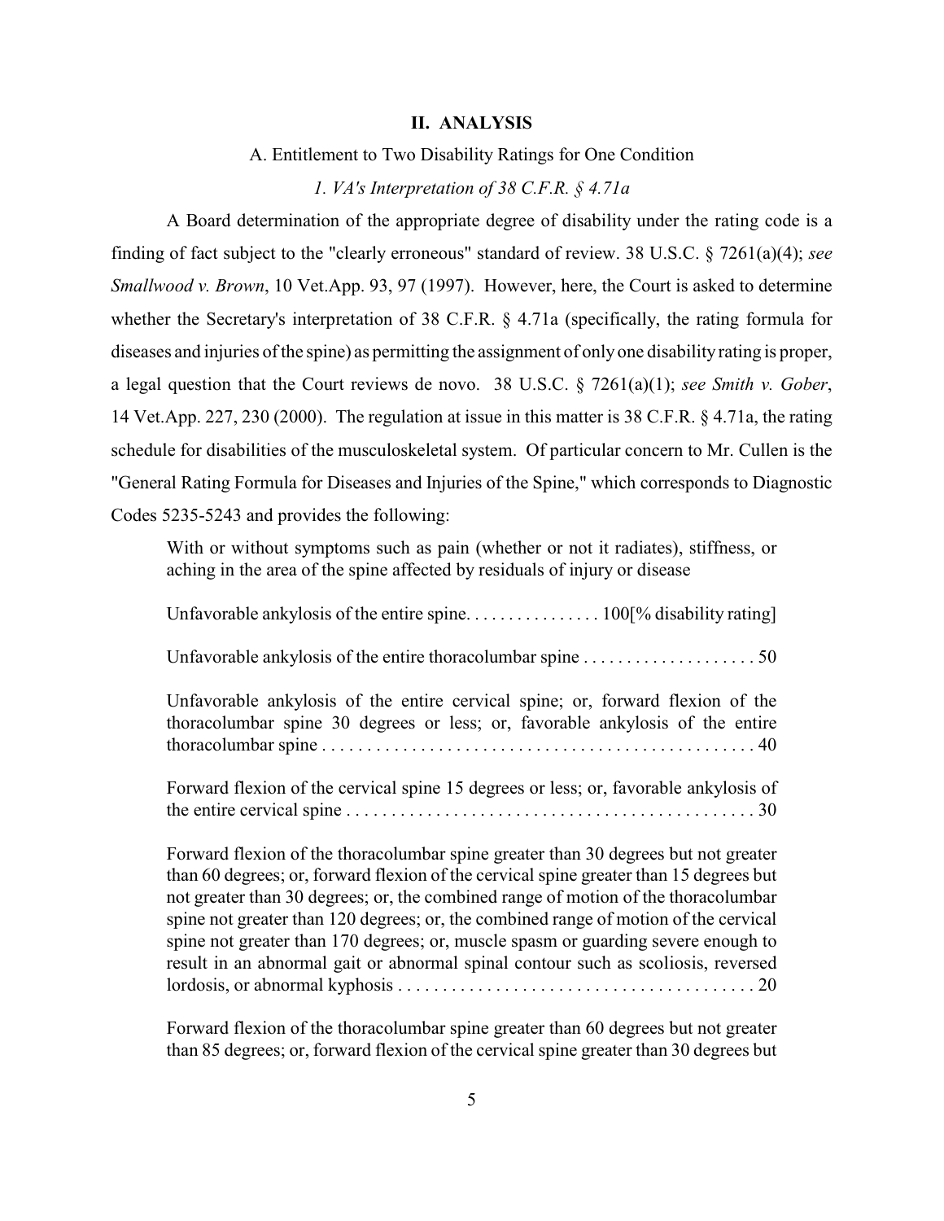## II. ANALYSIS

### A. Entitlement to Two Disability Ratings for One Condition

#### *1. VA's Interpretation of 38 C.F.R. § 4.71a*

A Board determination of the appropriate degree of disability under the rating code is a finding of fact subject to the "clearly erroneous" standard of review. 38 U.S.C. § 7261(a)(4); *see Smallwood v. Brown*, 10 Vet.App. 93, 97 (1997). However, here, the Court is asked to determine whether the Secretary's interpretation of 38 C.F.R. § 4.71a (specifically, the rating formula for diseases and injuries of the spine) as permitting the assignment of only one disability rating is proper, a legal question that the Court reviews de novo. 38 U.S.C. § 7261(a)(1); *see Smith v. Gober*, 14 Vet.App. 227, 230 (2000). The regulation at issue in this matter is 38 C.F.R. § 4.71a, the rating schedule for disabilities of the musculoskeletal system. Of particular concern to Mr. Cullen is the "General Rating Formula for Diseases and Injuries of the Spine," which corresponds to Diagnostic Codes 5235-5243 and provides the following:

> With or without symptoms such as pain (whether or not it radiates), stiffness, or aching in the area of the spine affected by residuals of injury or disease
>
> Unfavorable ankylosis of the entire spine. . . . . . . . . . . . . . . . 100[% disability rating]
>
> Unfavorable ankylosis of the entire thoracolumbar spine . . . . . . . . . . . . . . . . . . . . 50
>
> Unfavorable ankylosis of the entire cervical spine; or, forward flexion of the thoracolumbar spine 30 degrees or less; or, favorable ankylosis of the entire thoracolumbar spine . . . . . . . . . . . . . . . . . . . . . . . . . . . . . . . . . . . . . . . . . . . . . . . . . 40
>
> Forward flexion of the cervical spine 15 degrees or less; or, favorable ankylosis of the entire cervical spine . . . . . . . . . . . . . . . . . . . . . . . . . . . . . . . . . . . . . . . . . . . . . . 30
>
> Forward flexion of the thoracolumbar spine greater than 30 degrees but not greater than 60 degrees; or, forward flexion of the cervical spine greater than 15 degrees but not greater than 30 degrees; or, the combined range of motion of the thoracolumbar spine not greater than 120 degrees; or, the combined range of motion of the cervical spine not greater than 170 degrees; or, muscle spasm or guarding severe enough to result in an abnormal gait or abnormal spinal contour such as scoliosis, reversed lordosis, or abnormal kyphosis . . . . . . . . . . . . . . . . . . . . . . . . . . . . . . . . . . . . . . . . 20
>
> Forward flexion of the thoracolumbar spine greater than 60 degrees but not greater than 85 degrees; or, forward flexion of the cervical spine greater than 30 degrees but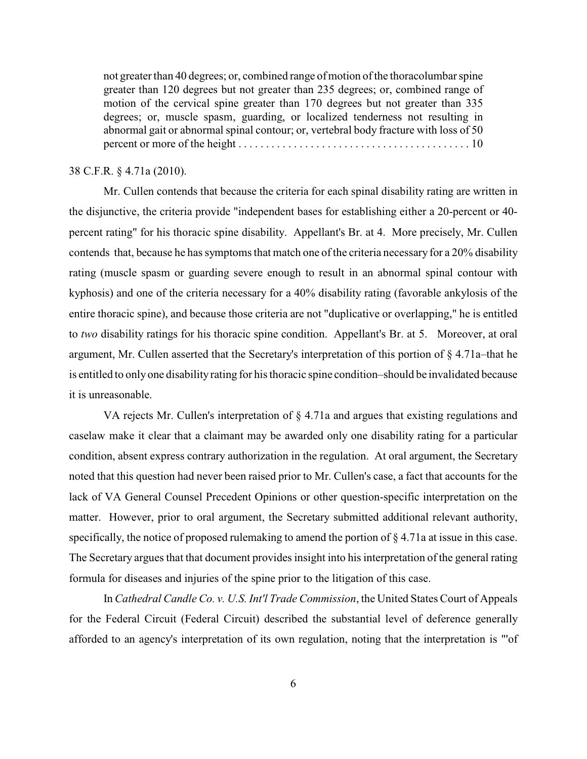> not greater than 40 degrees; or, combined range of motion of the thoracolumbar spine greater than 120 degrees but not greater than 235 degrees; or, combined range of motion of the cervical spine greater than 170 degrees but not greater than 335 degrees; or, muscle spasm, guarding, or localized tenderness not resulting in abnormal gait or abnormal spinal contour; or, vertebral body fracture with loss of 50 percent or more of the height . . . . . . . . . . . . . . . . . . . . . . . . . . . . . . . . . . . . . . . . . 10

38 C.F.R. § 4.71a (2010).

Mr. Cullen contends that because the criteria for each spinal disability rating are written in the disjunctive, the criteria provide "independent bases for establishing either a 20-percent or 40-percent rating" for his thoracic spine disability. Appellant's Br. at 4. More precisely, Mr. Cullen contends that, because he has symptoms that match one of the criteria necessary for a 20% disability rating (muscle spasm or guarding severe enough to result in an abnormal spinal contour with kyphosis) and one of the criteria necessary for a 40% disability rating (favorable ankylosis of the entire thoracic spine), and because those criteria are not "duplicative or overlapping," he is entitled to *two* disability ratings for his thoracic spine condition. Appellant's Br. at 5. Moreover, at oral argument, Mr. Cullen asserted that the Secretary's interpretation of this portion of § 4.71a–that he is entitled to only one disability rating for his thoracic spine condition–should be invalidated because it is unreasonable.

VA rejects Mr. Cullen's interpretation of § 4.71a and argues that existing regulations and caselaw make it clear that a claimant may be awarded only one disability rating for a particular condition, absent express contrary authorization in the regulation. At oral argument, the Secretary noted that this question had never been raised prior to Mr. Cullen's case, a fact that accounts for the lack of VA General Counsel Precedent Opinions or other question-specific interpretation on the matter. However, prior to oral argument, the Secretary submitted additional relevant authority, specifically, the notice of proposed rulemaking to amend the portion of § 4.71a at issue in this case. The Secretary argues that that document provides insight into his interpretation of the general rating formula for diseases and injuries of the spine prior to the litigation of this case.

In *Cathedral Candle Co. v. U.S. Int'l Trade Commission*, the United States Court of Appeals for the Federal Circuit (Federal Circuit) described the substantial level of deference generally afforded to an agency's interpretation of its own regulation, noting that the interpretation is "'of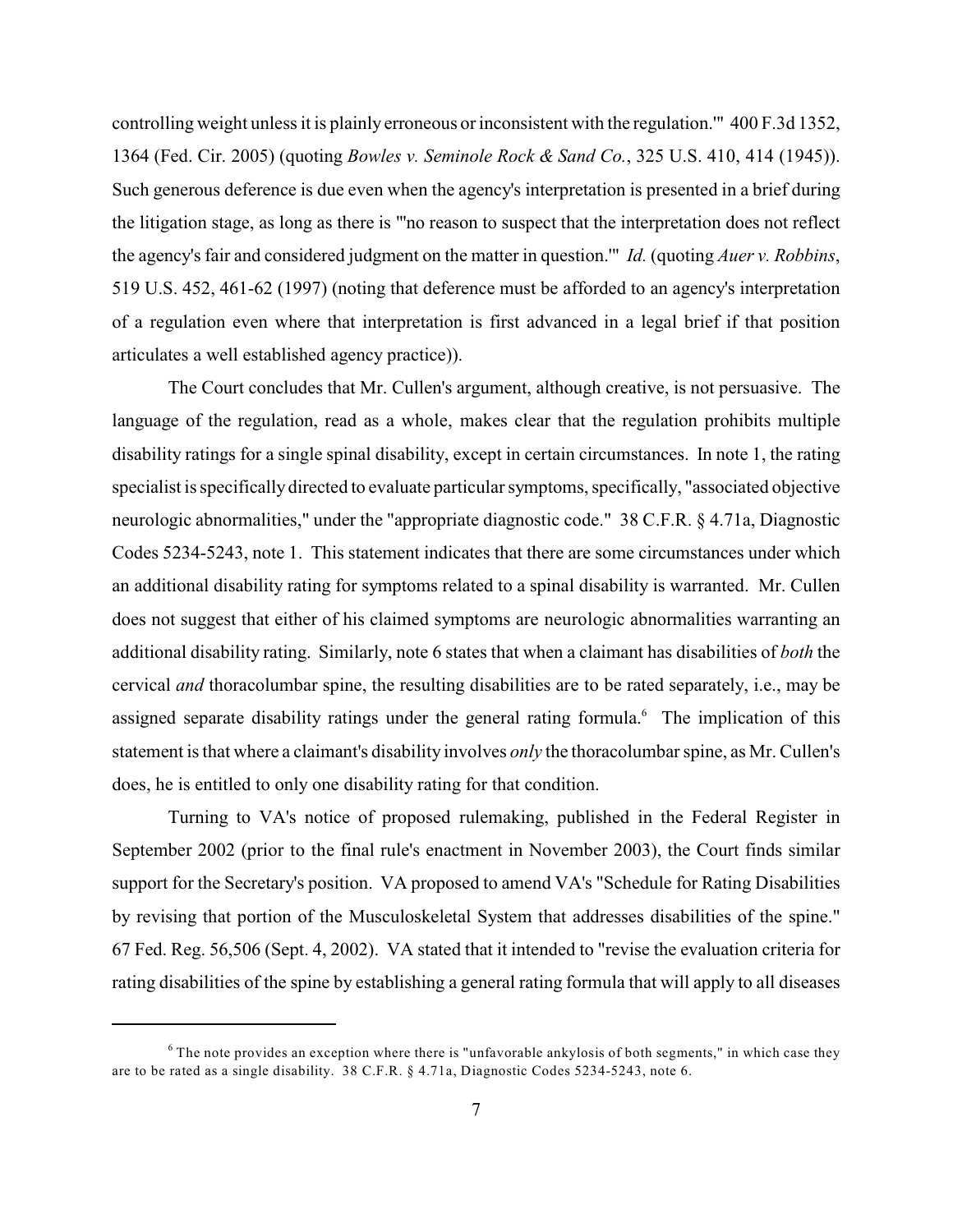controlling weight unless it is plainly erroneous or inconsistent with the regulation.'" 400 F.3d 1352, 1364 (Fed. Cir. 2005) (quoting *Bowles v. Seminole Rock & Sand Co.*, 325 U.S. 410, 414 (1945)). Such generous deference is due even when the agency's interpretation is presented in a brief during the litigation stage, as long as there is "'no reason to suspect that the interpretation does not reflect the agency's fair and considered judgment on the matter in question.'" *Id.* (quoting *Auer v. Robbins*, 519 U.S. 452, 461-62 (1997) (noting that deference must be afforded to an agency's interpretation of a regulation even where that interpretation is first advanced in a legal brief if that position articulates a well established agency practice)).

The Court concludes that Mr. Cullen's argument, although creative, is not persuasive. The language of the regulation, read as a whole, makes clear that the regulation prohibits multiple disability ratings for a single spinal disability, except in certain circumstances. In note 1, the rating specialist is specifically directed to evaluate particular symptoms, specifically, "associated objective neurologic abnormalities," under the "appropriate diagnostic code." 38 C.F.R. § 4.71a, Diagnostic Codes 5234-5243, note 1. This statement indicates that there are some circumstances under which an additional disability rating for symptoms related to a spinal disability is warranted. Mr. Cullen does not suggest that either of his claimed symptoms are neurologic abnormalities warranting an additional disability rating. Similarly, note 6 states that when a claimant has disabilities of *both* the cervical *and* thoracolumbar spine, the resulting disabilities are to be rated separately, i.e., may be assigned separate disability ratings under the general rating formula.[6] The implication of this statement is that where a claimant's disability involves *only* the thoracolumbar spine, as Mr. Cullen's does, he is entitled to only one disability rating for that condition.

Turning to VA's notice of proposed rulemaking, published in the Federal Register in September 2002 (prior to the final rule's enactment in November 2003), the Court finds similar support for the Secretary's position. VA proposed to amend VA's "Schedule for Rating Disabilities by revising that portion of the Musculoskeletal System that addresses disabilities of the spine." 67 Fed. Reg. 56,506 (Sept. 4, 2002). VA stated that it intended to "revise the evaluation criteria for rating disabilities of the spine by establishing a general rating formula that will apply to all diseases

---

[6] The note provides an exception where there is "unfavorable ankylosis of both segments," in which case they are to be rated as a single disability. 38 C.F.R. § 4.71a, Diagnostic Codes 5234-5243, note 6.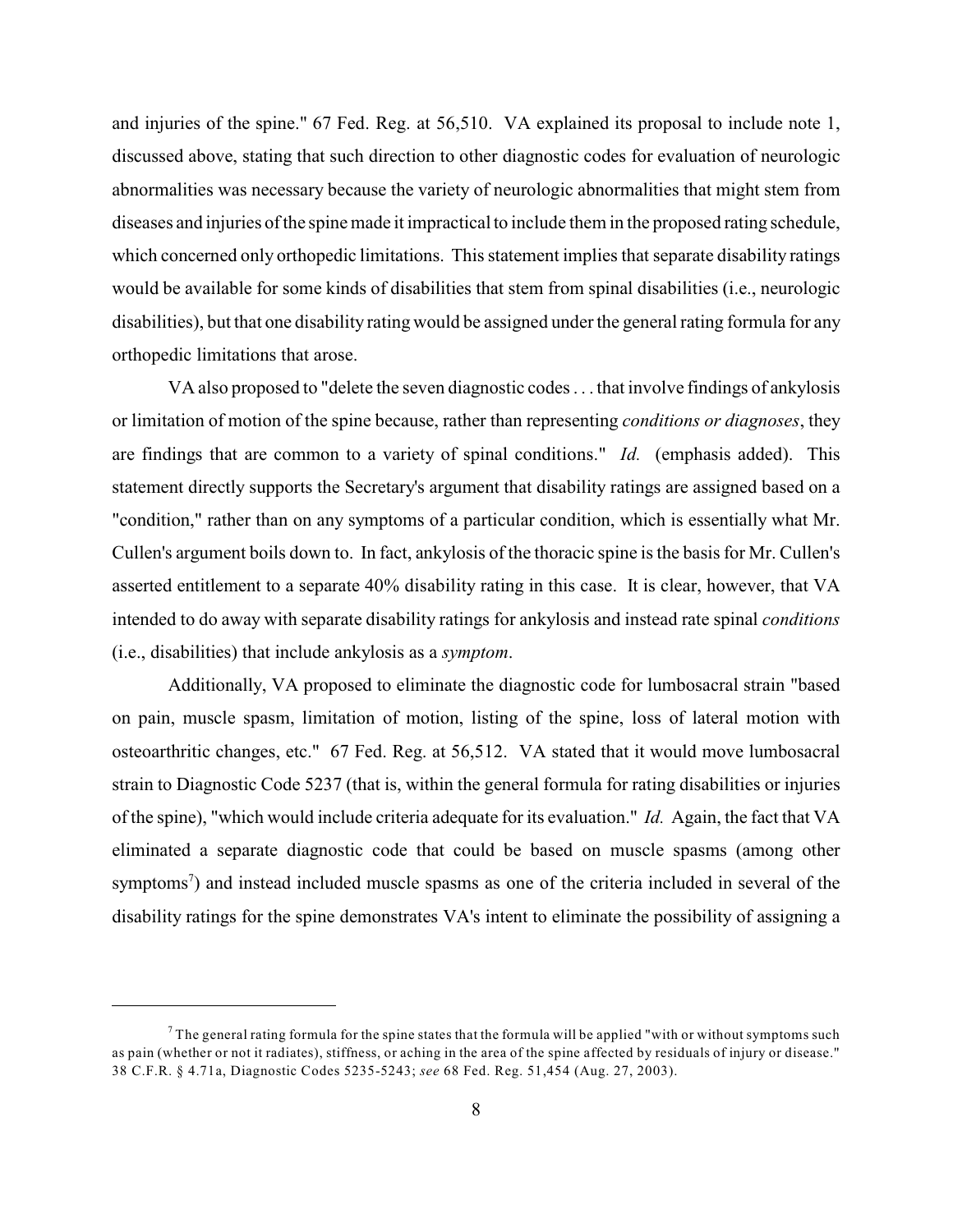and injuries of the spine." 67 Fed. Reg. at 56,510. VA explained its proposal to include note 1, discussed above, stating that such direction to other diagnostic codes for evaluation of neurologic abnormalities was necessary because the variety of neurologic abnormalities that might stem from diseases and injuries of the spine made it impractical to include them in the proposed rating schedule, which concerned only orthopedic limitations. This statement implies that separate disability ratings would be available for some kinds of disabilities that stem from spinal disabilities (i.e., neurologic disabilities), but that one disability rating would be assigned under the general rating formula for any orthopedic limitations that arose.

VA also proposed to "delete the seven diagnostic codes . . . that involve findings of ankylosis or limitation of motion of the spine because, rather than representing *conditions or diagnoses*, they are findings that are common to a variety of spinal conditions." *Id.* (emphasis added). This statement directly supports the Secretary's argument that disability ratings are assigned based on a "condition," rather than on any symptoms of a particular condition, which is essentially what Mr. Cullen's argument boils down to. In fact, ankylosis of the thoracic spine is the basis for Mr. Cullen's asserted entitlement to a separate 40% disability rating in this case. It is clear, however, that VA intended to do away with separate disability ratings for ankylosis and instead rate spinal *conditions* (i.e., disabilities) that include ankylosis as a *symptom*.

Additionally, VA proposed to eliminate the diagnostic code for lumbosacral strain "based on pain, muscle spasm, limitation of motion, listing of the spine, loss of lateral motion with osteoarthritic changes, etc." 67 Fed. Reg. at 56,512. VA stated that it would move lumbosacral strain to Diagnostic Code 5237 (that is, within the general formula for rating disabilities or injuries of the spine), "which would include criteria adequate for its evaluation." *Id.* Again, the fact that VA eliminated a separate diagnostic code that could be based on muscle spasms (among other symptoms[7]) and instead included muscle spasms as one of the criteria included in several of the disability ratings for the spine demonstrates VA's intent to eliminate the possibility of assigning a

---

[7] The general rating formula for the spine states that the formula will be applied "with or without symptoms such as pain (whether or not it radiates), stiffness, or aching in the area of the spine affected by residuals of injury or disease." 38 C.F.R. § 4.71a, Diagnostic Codes 5235-5243; *see* 68 Fed. Reg. 51,454 (Aug. 27, 2003).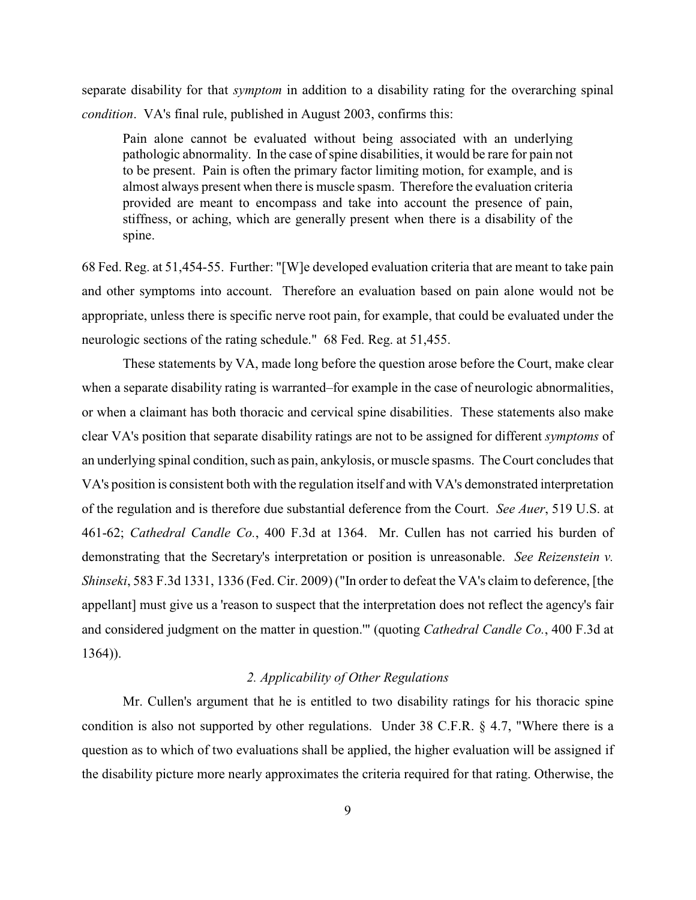separate disability for that *symptom* in addition to a disability rating for the overarching spinal *condition*. VA's final rule, published in August 2003, confirms this:

> Pain alone cannot be evaluated without being associated with an underlying pathologic abnormality. In the case of spine disabilities, it would be rare for pain not to be present. Pain is often the primary factor limiting motion, for example, and is almost always present when there is muscle spasm. Therefore the evaluation criteria provided are meant to encompass and take into account the presence of pain, stiffness, or aching, which are generally present when there is a disability of the spine.

68 Fed. Reg. at 51,454-55. Further: "[W]e developed evaluation criteria that are meant to take pain and other symptoms into account. Therefore an evaluation based on pain alone would not be appropriate, unless there is specific nerve root pain, for example, that could be evaluated under the neurologic sections of the rating schedule." 68 Fed. Reg. at 51,455.

These statements by VA, made long before the question arose before the Court, make clear when a separate disability rating is warranted–for example in the case of neurologic abnormalities, or when a claimant has both thoracic and cervical spine disabilities. These statements also make clear VA's position that separate disability ratings are not to be assigned for different *symptoms* of an underlying spinal condition, such as pain, ankylosis, or muscle spasms. The Court concludes that VA's position is consistent both with the regulation itself and with VA's demonstrated interpretation of the regulation and is therefore due substantial deference from the Court. *See Auer*, 519 U.S. at 461-62; *Cathedral Candle Co.*, 400 F.3d at 1364. Mr. Cullen has not carried his burden of demonstrating that the Secretary's interpretation or position is unreasonable. *See Reizenstein v. Shinseki*, 583 F.3d 1331, 1336 (Fed. Cir. 2009) ("In order to defeat the VA's claim to deference, [the appellant] must give us a 'reason to suspect that the interpretation does not reflect the agency's fair and considered judgment on the matter in question.'" (quoting *Cathedral Candle Co.*, 400 F.3d at 1364)).

### *2. Applicability of Other Regulations*

Mr. Cullen's argument that he is entitled to two disability ratings for his thoracic spine condition is also not supported by other regulations. Under 38 C.F.R. § 4.7, "Where there is a question as to which of two evaluations shall be applied, the higher evaluation will be assigned if the disability picture more nearly approximates the criteria required for that rating. Otherwise, the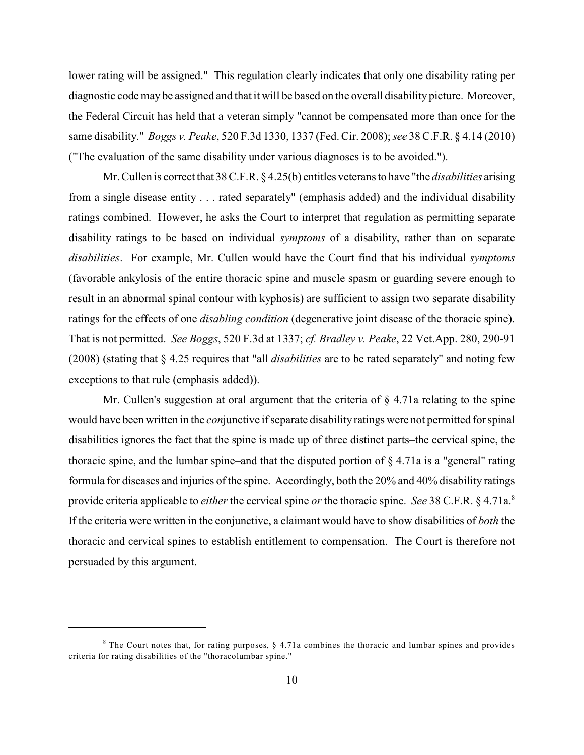lower rating will be assigned." This regulation clearly indicates that only one disability rating per diagnostic code may be assigned and that it will be based on the overall disability picture. Moreover, the Federal Circuit has held that a veteran simply "cannot be compensated more than once for the same disability." *Boggs v. Peake*, 520 F.3d 1330, 1337 (Fed. Cir. 2008); *see* 38 C.F.R. § 4.14 (2010) ("The evaluation of the same disability under various diagnoses is to be avoided.").

Mr. Cullen is correct that 38 C.F.R. § 4.25(b) entitles veterans to have "the *disabilities* arising from a single disease entity . . . rated separately" (emphasis added) and the individual disability ratings combined. However, he asks the Court to interpret that regulation as permitting separate disability ratings to be based on individual *symptoms* of a disability, rather than on separate *disabilities*. For example, Mr. Cullen would have the Court find that his individual *symptoms* (favorable ankylosis of the entire thoracic spine and muscle spasm or guarding severe enough to result in an abnormal spinal contour with kyphosis) are sufficient to assign two separate disability ratings for the effects of one *disabling condition* (degenerative joint disease of the thoracic spine). That is not permitted. *See Boggs*, 520 F.3d at 1337; *cf. Bradley v. Peake*, 22 Vet.App. 280, 290-91 (2008) (stating that § 4.25 requires that "all *disabilities* are to be rated separately" and noting few exceptions to that rule (emphasis added)).

Mr. Cullen's suggestion at oral argument that the criteria of § 4.71a relating to the spine would have been written in the *con*junctive if separate disability ratings were not permitted for spinal disabilities ignores the fact that the spine is made up of three distinct parts–the cervical spine, the thoracic spine, and the lumbar spine–and that the disputed portion of § 4.71a is a "general" rating formula for diseases and injuries of the spine. Accordingly, both the 20% and 40% disability ratings provide criteria applicable to *either* the cervical spine *or* the thoracic spine. *See* 38 C.F.R. § 4.71a.[8] If the criteria were written in the conjunctive, a claimant would have to show disabilities of *both* the thoracic and cervical spines to establish entitlement to compensation. The Court is therefore not persuaded by this argument.

---

[8] The Court notes that, for rating purposes, § 4.71a combines the thoracic and lumbar spines and provides criteria for rating disabilities of the "thoracolumbar spine."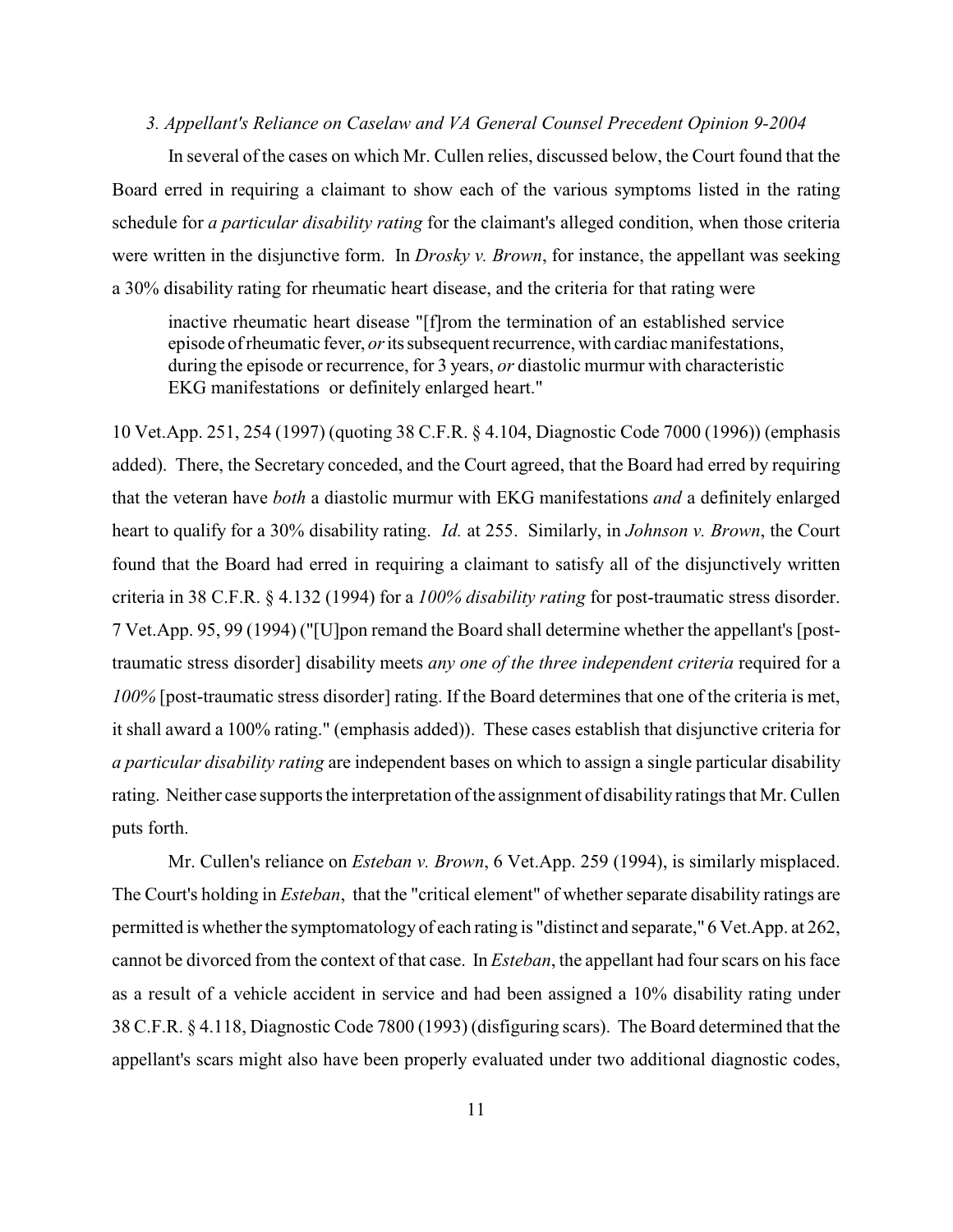*3. Appellant's Reliance on Caselaw and VA General Counsel Precedent Opinion 9-2004*

In several of the cases on which Mr. Cullen relies, discussed below, the Court found that the Board erred in requiring a claimant to show each of the various symptoms listed in the rating schedule for *a particular disability rating* for the claimant's alleged condition, when those criteria were written in the disjunctive form. In *Drosky v. Brown*, for instance, the appellant was seeking a 30% disability rating for rheumatic heart disease, and the criteria for that rating were

> inactive rheumatic heart disease "[f]rom the termination of an established service episode of rheumatic fever, *or* its subsequent recurrence, with cardiac manifestations, during the episode or recurrence, for 3 years, *or* diastolic murmur with characteristic EKG manifestations or definitely enlarged heart."

10 Vet.App. 251, 254 (1997) (quoting 38 C.F.R. § 4.104, Diagnostic Code 7000 (1996)) (emphasis added). There, the Secretary conceded, and the Court agreed, that the Board had erred by requiring that the veteran have *both* a diastolic murmur with EKG manifestations *and* a definitely enlarged heart to qualify for a 30% disability rating. *Id.* at 255. Similarly, in *Johnson v. Brown*, the Court found that the Board had erred in requiring a claimant to satisfy all of the disjunctively written criteria in 38 C.F.R. § 4.132 (1994) for a *100% disability rating* for post-traumatic stress disorder. 7 Vet.App. 95, 99 (1994) ("[U]pon remand the Board shall determine whether the appellant's [post-traumatic stress disorder] disability meets *any one of the three independent criteria* required for a *100%* [post-traumatic stress disorder] rating. If the Board determines that one of the criteria is met, it shall award a 100% rating." (emphasis added)). These cases establish that disjunctive criteria for *a particular disability rating* are independent bases on which to assign a single particular disability rating. Neither case supports the interpretation of the assignment of disability ratings that Mr. Cullen puts forth.

Mr. Cullen's reliance on *Esteban v. Brown*, 6 Vet.App. 259 (1994), is similarly misplaced. The Court's holding in *Esteban*, that the "critical element" of whether separate disability ratings are permitted is whether the symptomatology of each rating is "distinct and separate," 6 Vet.App. at 262, cannot be divorced from the context of that case. In *Esteban*, the appellant had four scars on his face as a result of a vehicle accident in service and had been assigned a 10% disability rating under 38 C.F.R. § 4.118, Diagnostic Code 7800 (1993) (disfiguring scars). The Board determined that the appellant's scars might also have been properly evaluated under two additional diagnostic codes,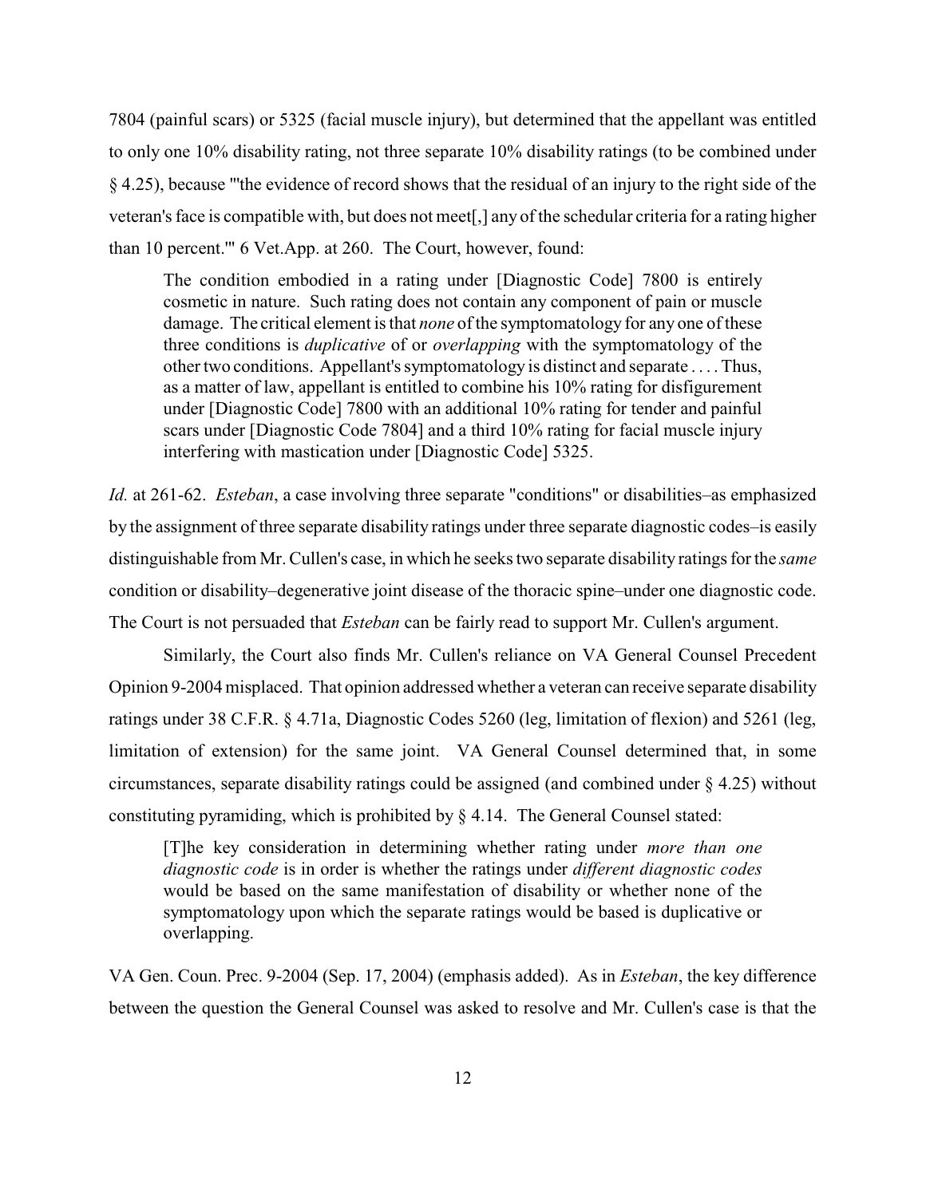7804 (painful scars) or 5325 (facial muscle injury), but determined that the appellant was entitled to only one 10% disability rating, not three separate 10% disability ratings (to be combined under § 4.25), because "'the evidence of record shows that the residual of an injury to the right side of the veteran's face is compatible with, but does not meet[,] any of the schedular criteria for a rating higher than 10 percent.'" 6 Vet.App. at 260. The Court, however, found:

> The condition embodied in a rating under [Diagnostic Code] 7800 is entirely cosmetic in nature. Such rating does not contain any component of pain or muscle damage. The critical element is that *none* of the symptomatology for any one of these three conditions is *duplicative* of or *overlapping* with the symptomatology of the other two conditions. Appellant's symptomatology is distinct and separate . . . . Thus, as a matter of law, appellant is entitled to combine his 10% rating for disfigurement under [Diagnostic Code] 7800 with an additional 10% rating for tender and painful scars under [Diagnostic Code 7804] and a third 10% rating for facial muscle injury interfering with mastication under [Diagnostic Code] 5325.

*Id.* at 261-62. *Esteban*, a case involving three separate "conditions" or disabilities–as emphasized by the assignment of three separate disability ratings under three separate diagnostic codes–is easily distinguishable from Mr. Cullen's case, in which he seeks two separate disability ratings for the *same* condition or disability–degenerative joint disease of the thoracic spine–under one diagnostic code. The Court is not persuaded that *Esteban* can be fairly read to support Mr. Cullen's argument.

Similarly, the Court also finds Mr. Cullen's reliance on VA General Counsel Precedent Opinion 9-2004 misplaced. That opinion addressed whether a veteran can receive separate disability ratings under 38 C.F.R. § 4.71a, Diagnostic Codes 5260 (leg, limitation of flexion) and 5261 (leg, limitation of extension) for the same joint. VA General Counsel determined that, in some circumstances, separate disability ratings could be assigned (and combined under § 4.25) without constituting pyramiding, which is prohibited by § 4.14. The General Counsel stated:

> [T]he key consideration in determining whether rating under *more than one diagnostic code* is in order is whether the ratings under *different diagnostic codes* would be based on the same manifestation of disability or whether none of the symptomatology upon which the separate ratings would be based is duplicative or overlapping.

VA Gen. Coun. Prec. 9-2004 (Sep. 17, 2004) (emphasis added). As in *Esteban*, the key difference between the question the General Counsel was asked to resolve and Mr. Cullen's case is that the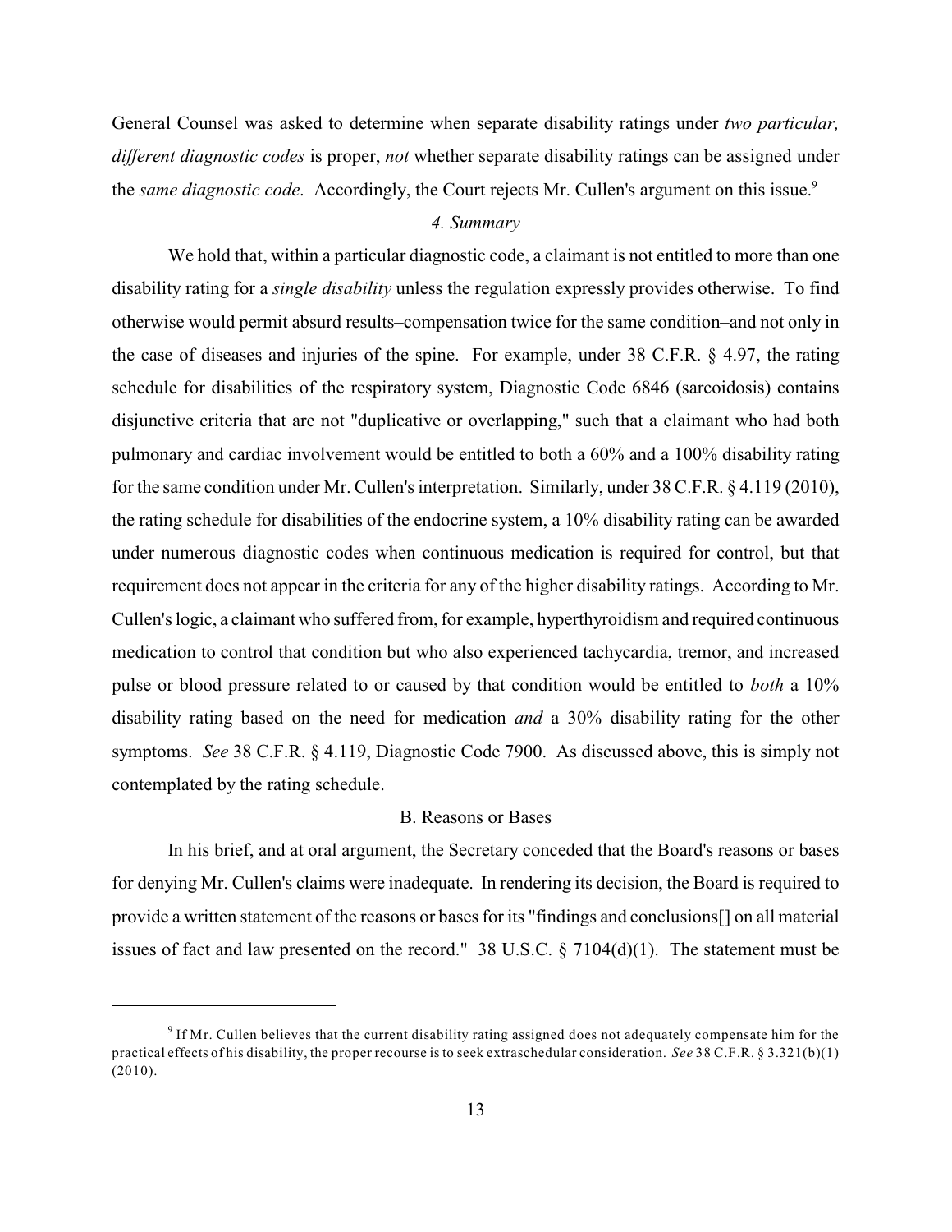General Counsel was asked to determine when separate disability ratings under *two particular, different diagnostic codes* is proper, *not* whether separate disability ratings can be assigned under the *same diagnostic code*. Accordingly, the Court rejects Mr. Cullen's argument on this issue.[9]

*4. Summary*

We hold that, within a particular diagnostic code, a claimant is not entitled to more than one disability rating for a *single disability* unless the regulation expressly provides otherwise. To find otherwise would permit absurd results–compensation twice for the same condition–and not only in the case of diseases and injuries of the spine. For example, under 38 C.F.R. § 4.97, the rating schedule for disabilities of the respiratory system, Diagnostic Code 6846 (sarcoidosis) contains disjunctive criteria that are not "duplicative or overlapping," such that a claimant who had both pulmonary and cardiac involvement would be entitled to both a 60% and a 100% disability rating for the same condition under Mr. Cullen's interpretation. Similarly, under 38 C.F.R. § 4.119 (2010), the rating schedule for disabilities of the endocrine system, a 10% disability rating can be awarded under numerous diagnostic codes when continuous medication is required for control, but that requirement does not appear in the criteria for any of the higher disability ratings. According to Mr. Cullen's logic, a claimant who suffered from, for example, hyperthyroidism and required continuous medication to control that condition but who also experienced tachycardia, tremor, and increased pulse or blood pressure related to or caused by that condition would be entitled to *both* a 10% disability rating based on the need for medication *and* a 30% disability rating for the other symptoms. *See* 38 C.F.R. § 4.119, Diagnostic Code 7900. As discussed above, this is simply not contemplated by the rating schedule.

B. Reasons or Bases

In his brief, and at oral argument, the Secretary conceded that the Board's reasons or bases for denying Mr. Cullen's claims were inadequate. In rendering its decision, the Board is required to provide a written statement of the reasons or bases for its "findings and conclusions[] on all material issues of fact and law presented on the record." 38 U.S.C. § 7104(d)(1). The statement must be

---

[9] If Mr. Cullen believes that the current disability rating assigned does not adequately compensate him for the practical effects of his disability, the proper recourse is to seek extraschedular consideration. *See* 38 C.F.R. § 3.321(b)(1) (2010).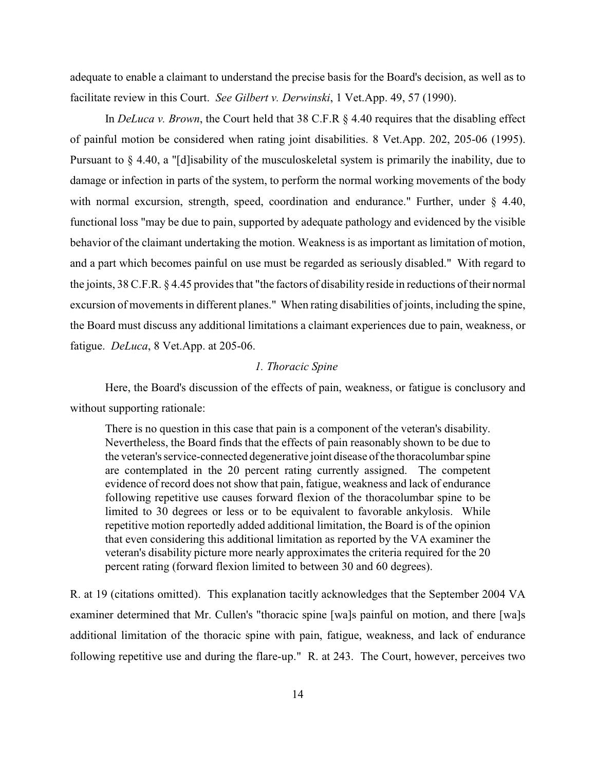adequate to enable a claimant to understand the precise basis for the Board's decision, as well as to facilitate review in this Court. *See Gilbert v. Derwinski*, 1 Vet.App. 49, 57 (1990).

In *DeLuca v. Brown*, the Court held that 38 C.F.R § 4.40 requires that the disabling effect of painful motion be considered when rating joint disabilities. 8 Vet.App. 202, 205-06 (1995). Pursuant to § 4.40, a "[d]isability of the musculoskeletal system is primarily the inability, due to damage or infection in parts of the system, to perform the normal working movements of the body with normal excursion, strength, speed, coordination and endurance." Further, under § 4.40, functional loss "may be due to pain, supported by adequate pathology and evidenced by the visible behavior of the claimant undertaking the motion. Weakness is as important as limitation of motion, and a part which becomes painful on use must be regarded as seriously disabled." With regard to the joints, 38 C.F.R. § 4.45 provides that "the factors of disability reside in reductions of their normal excursion of movements in different planes." When rating disabilities of joints, including the spine, the Board must discuss any additional limitations a claimant experiences due to pain, weakness, or fatigue. *DeLuca*, 8 Vet.App. at 205-06.

### *1. Thoracic Spine*

Here, the Board's discussion of the effects of pain, weakness, or fatigue is conclusory and without supporting rationale:

> There is no question in this case that pain is a component of the veteran's disability. Nevertheless, the Board finds that the effects of pain reasonably shown to be due to the veteran's service-connected degenerative joint disease of the thoracolumbar spine are contemplated in the 20 percent rating currently assigned. The competent evidence of record does not show that pain, fatigue, weakness and lack of endurance following repetitive use causes forward flexion of the thoracolumbar spine to be limited to 30 degrees or less or to be equivalent to favorable ankylosis. While repetitive motion reportedly added additional limitation, the Board is of the opinion that even considering this additional limitation as reported by the VA examiner the veteran's disability picture more nearly approximates the criteria required for the 20 percent rating (forward flexion limited to between 30 and 60 degrees).

R. at 19 (citations omitted). This explanation tacitly acknowledges that the September 2004 VA examiner determined that Mr. Cullen's "thoracic spine [wa]s painful on motion, and there [wa]s additional limitation of the thoracic spine with pain, fatigue, weakness, and lack of endurance following repetitive use and during the flare-up." R. at 243. The Court, however, perceives two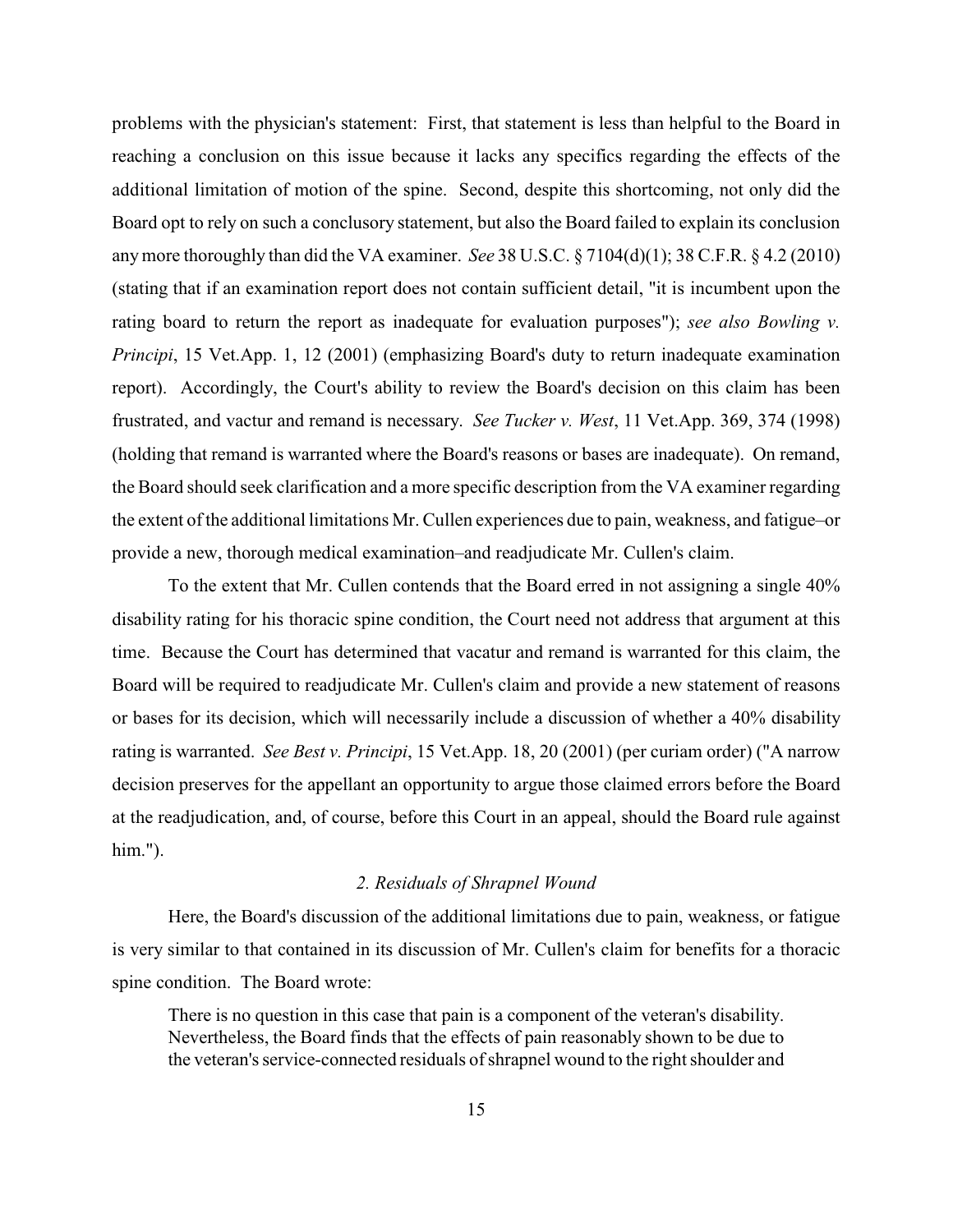problems with the physician's statement: First, that statement is less than helpful to the Board in reaching a conclusion on this issue because it lacks any specifics regarding the effects of the additional limitation of motion of the spine. Second, despite this shortcoming, not only did the Board opt to rely on such a conclusory statement, but also the Board failed to explain its conclusion any more thoroughly than did the VA examiner. *See* 38 U.S.C. § 7104(d)(1); 38 C.F.R. § 4.2 (2010) (stating that if an examination report does not contain sufficient detail, "it is incumbent upon the rating board to return the report as inadequate for evaluation purposes"); *see also Bowling v. Principi*, 15 Vet.App. 1, 12 (2001) (emphasizing Board's duty to return inadequate examination report). Accordingly, the Court's ability to review the Board's decision on this claim has been frustrated, and vactur and remand is necessary. *See Tucker v. West*, 11 Vet.App. 369, 374 (1998) (holding that remand is warranted where the Board's reasons or bases are inadequate). On remand, the Board should seek clarification and a more specific description from the VA examiner regarding the extent of the additional limitations Mr. Cullen experiences due to pain, weakness, and fatigue–or provide a new, thorough medical examination–and readjudicate Mr. Cullen's claim.

To the extent that Mr. Cullen contends that the Board erred in not assigning a single 40% disability rating for his thoracic spine condition, the Court need not address that argument at this time. Because the Court has determined that vacatur and remand is warranted for this claim, the Board will be required to readjudicate Mr. Cullen's claim and provide a new statement of reasons or bases for its decision, which will necessarily include a discussion of whether a 40% disability rating is warranted. *See Best v. Principi*, 15 Vet.App. 18, 20 (2001) (per curiam order) ("A narrow decision preserves for the appellant an opportunity to argue those claimed errors before the Board at the readjudication, and, of course, before this Court in an appeal, should the Board rule against him.").

*2. Residuals of Shrapnel Wound*

Here, the Board's discussion of the additional limitations due to pain, weakness, or fatigue is very similar to that contained in its discussion of Mr. Cullen's claim for benefits for a thoracic spine condition. The Board wrote:

> There is no question in this case that pain is a component of the veteran's disability. Nevertheless, the Board finds that the effects of pain reasonably shown to be due to the veteran's service-connected residuals of shrapnel wound to the right shoulder and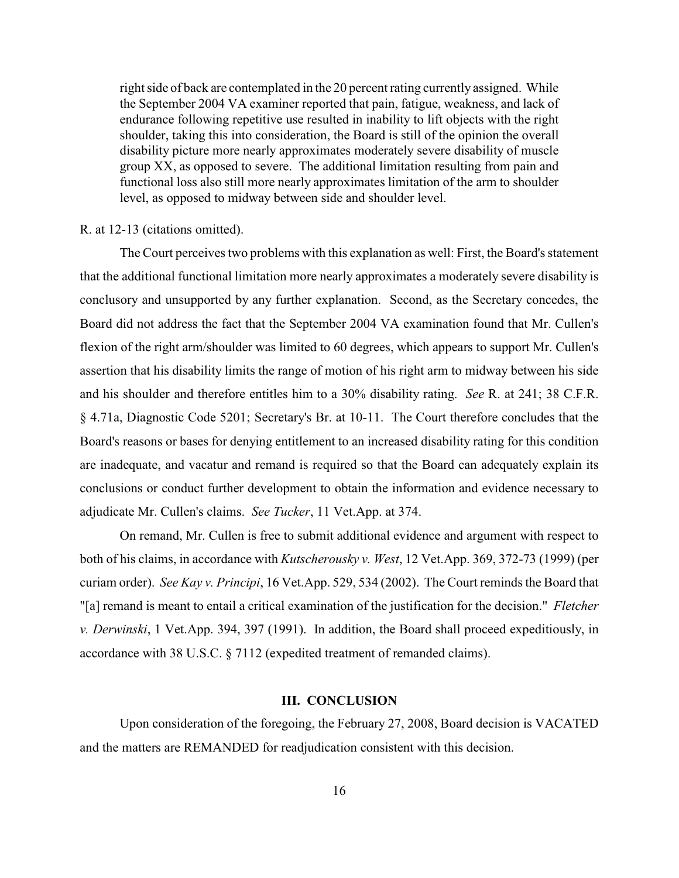> right side of back are contemplated in the 20 percent rating currently assigned. While the September 2004 VA examiner reported that pain, fatigue, weakness, and lack of endurance following repetitive use resulted in inability to lift objects with the right shoulder, taking this into consideration, the Board is still of the opinion the overall disability picture more nearly approximates moderately severe disability of muscle group XX, as opposed to severe. The additional limitation resulting from pain and functional loss also still more nearly approximates limitation of the arm to shoulder level, as opposed to midway between side and shoulder level.

R. at 12-13 (citations omitted).

The Court perceives two problems with this explanation as well: First, the Board's statement that the additional functional limitation more nearly approximates a moderately severe disability is conclusory and unsupported by any further explanation. Second, as the Secretary concedes, the Board did not address the fact that the September 2004 VA examination found that Mr. Cullen's flexion of the right arm/shoulder was limited to 60 degrees, which appears to support Mr. Cullen's assertion that his disability limits the range of motion of his right arm to midway between his side and his shoulder and therefore entitles him to a 30% disability rating. *See* R. at 241; 38 C.F.R. § 4.71a, Diagnostic Code 5201; Secretary's Br. at 10-11. The Court therefore concludes that the Board's reasons or bases for denying entitlement to an increased disability rating for this condition are inadequate, and vacatur and remand is required so that the Board can adequately explain its conclusions or conduct further development to obtain the information and evidence necessary to adjudicate Mr. Cullen's claims. *See Tucker*, 11 Vet.App. at 374.

On remand, Mr. Cullen is free to submit additional evidence and argument with respect to both of his claims, in accordance with *Kutscherousky v. West*, 12 Vet.App. 369, 372-73 (1999) (per curiam order). *See Kay v. Principi*, 16 Vet.App. 529, 534 (2002). The Court reminds the Board that "[a] remand is meant to entail a critical examination of the justification for the decision." *Fletcher v. Derwinski*, 1 Vet.App. 394, 397 (1991). In addition, the Board shall proceed expeditiously, in accordance with 38 U.S.C. § 7112 (expedited treatment of remanded claims).

## III. CONCLUSION

Upon consideration of the foregoing, the February 27, 2008, Board decision is VACATED and the matters are REMANDED for readjudication consistent with this decision.